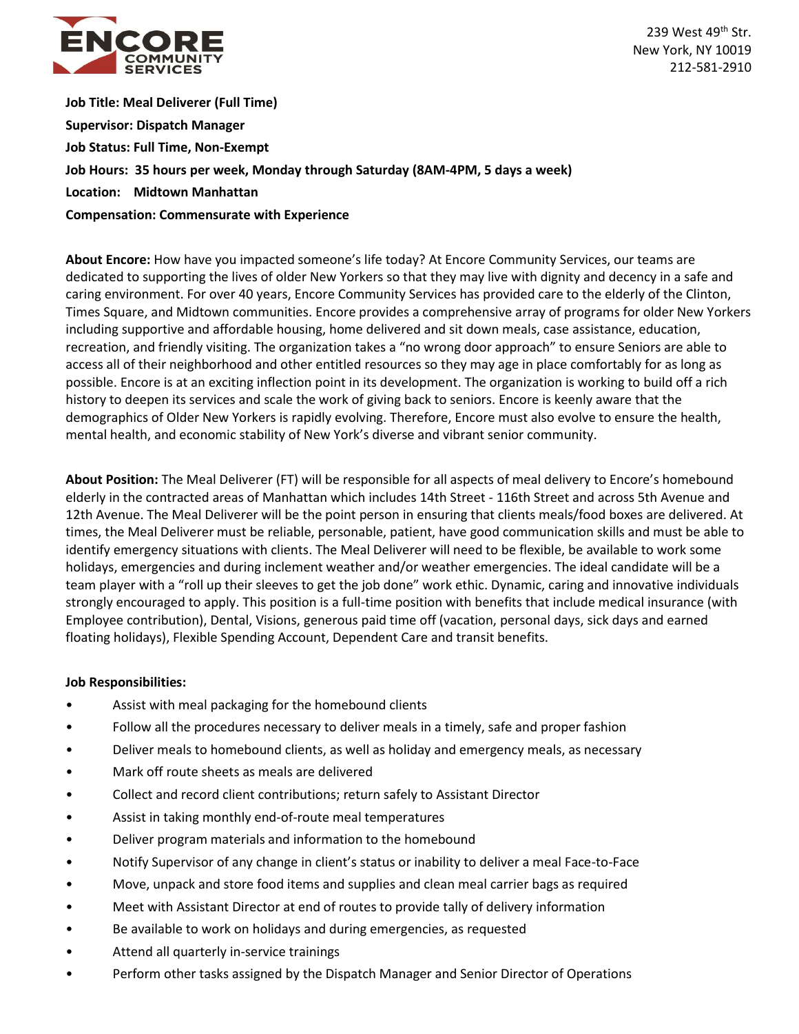ENCORE COMMUNITY SERVICES

239 West 49th Str.
New York, NY 10019
212-581-2910

**Job Title: Meal Deliverer (Full Time)**

**Supervisor: Dispatch Manager**

**Job Status: Full Time, Non-Exempt**

**Job Hours: 35 hours per week, Monday through Saturday (8AM-4PM, 5 days a week)**

**Location: Midtown Manhattan**

**Compensation: Commensurate with Experience**

**About Encore:** How have you impacted someone's life today? At Encore Community Services, our teams are dedicated to supporting the lives of older New Yorkers so that they may live with dignity and decency in a safe and caring environment. For over 40 years, Encore Community Services has provided care to the elderly of the Clinton, Times Square, and Midtown communities. Encore provides a comprehensive array of programs for older New Yorkers including supportive and affordable housing, home delivered and sit down meals, case assistance, education, recreation, and friendly visiting. The organization takes a "no wrong door approach" to ensure Seniors are able to access all of their neighborhood and other entitled resources so they may age in place comfortably for as long as possible. Encore is at an exciting inflection point in its development. The organization is working to build off a rich history to deepen its services and scale the work of giving back to seniors. Encore is keenly aware that the demographics of Older New Yorkers is rapidly evolving. Therefore, Encore must also evolve to ensure the health, mental health, and economic stability of New York's diverse and vibrant senior community.

**About Position:** The Meal Deliverer (FT) will be responsible for all aspects of meal delivery to Encore's homebound elderly in the contracted areas of Manhattan which includes 14th Street - 116th Street and across 5th Avenue and 12th Avenue. The Meal Deliverer will be the point person in ensuring that clients meals/food boxes are delivered. At times, the Meal Deliverer must be reliable, personable, patient, have good communication skills and must be able to identify emergency situations with clients. The Meal Deliverer will need to be flexible, be available to work some holidays, emergencies and during inclement weather and/or weather emergencies. The ideal candidate will be a team player with a "roll up their sleeves to get the job done" work ethic. Dynamic, caring and innovative individuals strongly encouraged to apply. This position is a full-time position with benefits that include medical insurance (with Employee contribution), Dental, Visions, generous paid time off (vacation, personal days, sick days and earned floating holidays), Flexible Spending Account, Dependent Care and transit benefits.

**Job Responsibilities:**

- Assist with meal packaging for the homebound clients
- Follow all the procedures necessary to deliver meals in a timely, safe and proper fashion
- Deliver meals to homebound clients, as well as holiday and emergency meals, as necessary
- Mark off route sheets as meals are delivered
- Collect and record client contributions; return safely to Assistant Director
- Assist in taking monthly end-of-route meal temperatures
- Deliver program materials and information to the homebound
- Notify Supervisor of any change in client's status or inability to deliver a meal Face-to-Face
- Move, unpack and store food items and supplies and clean meal carrier bags as required
- Meet with Assistant Director at end of routes to provide tally of delivery information
- Be available to work on holidays and during emergencies, as requested
- Attend all quarterly in-service trainings
- Perform other tasks assigned by the Dispatch Manager and Senior Director of Operations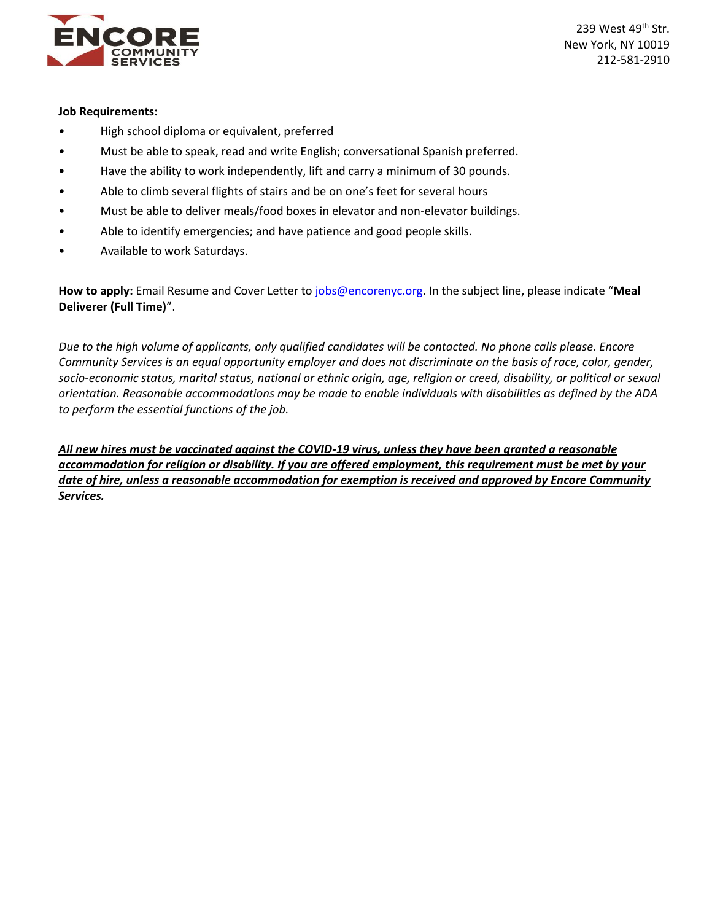**Job Requirements:**

- High school diploma or equivalent, preferred
- Must be able to speak, read and write English; conversational Spanish preferred.
- Have the ability to work independently, lift and carry a minimum of 30 pounds.
- Able to climb several flights of stairs and be on one's feet for several hours
- Must be able to deliver meals/food boxes in elevator and non-elevator buildings.
- Able to identify emergencies; and have patience and good people skills.
- Available to work Saturdays.

**How to apply:** Email Resume and Cover Letter to jobs@encorenyc.org. In the subject line, please indicate "**Meal Deliverer (Full Time)**".

*Due to the high volume of applicants, only qualified candidates will be contacted. No phone calls please. Encore Community Services is an equal opportunity employer and does not discriminate on the basis of race, color, gender, socio-economic status, marital status, national or ethnic origin, age, religion or creed, disability, or political or sexual orientation. Reasonable accommodations may be made to enable individuals with disabilities as defined by the ADA to perform the essential functions of the job.*

***<u>All new hires must be vaccinated against the COVID-19 virus, unless they have been granted a reasonable accommodation for religion or disability. If you are offered employment, this requirement must be met by your date of hire, unless a reasonable accommodation for exemption is received and approved by Encore Community Services.</u>***